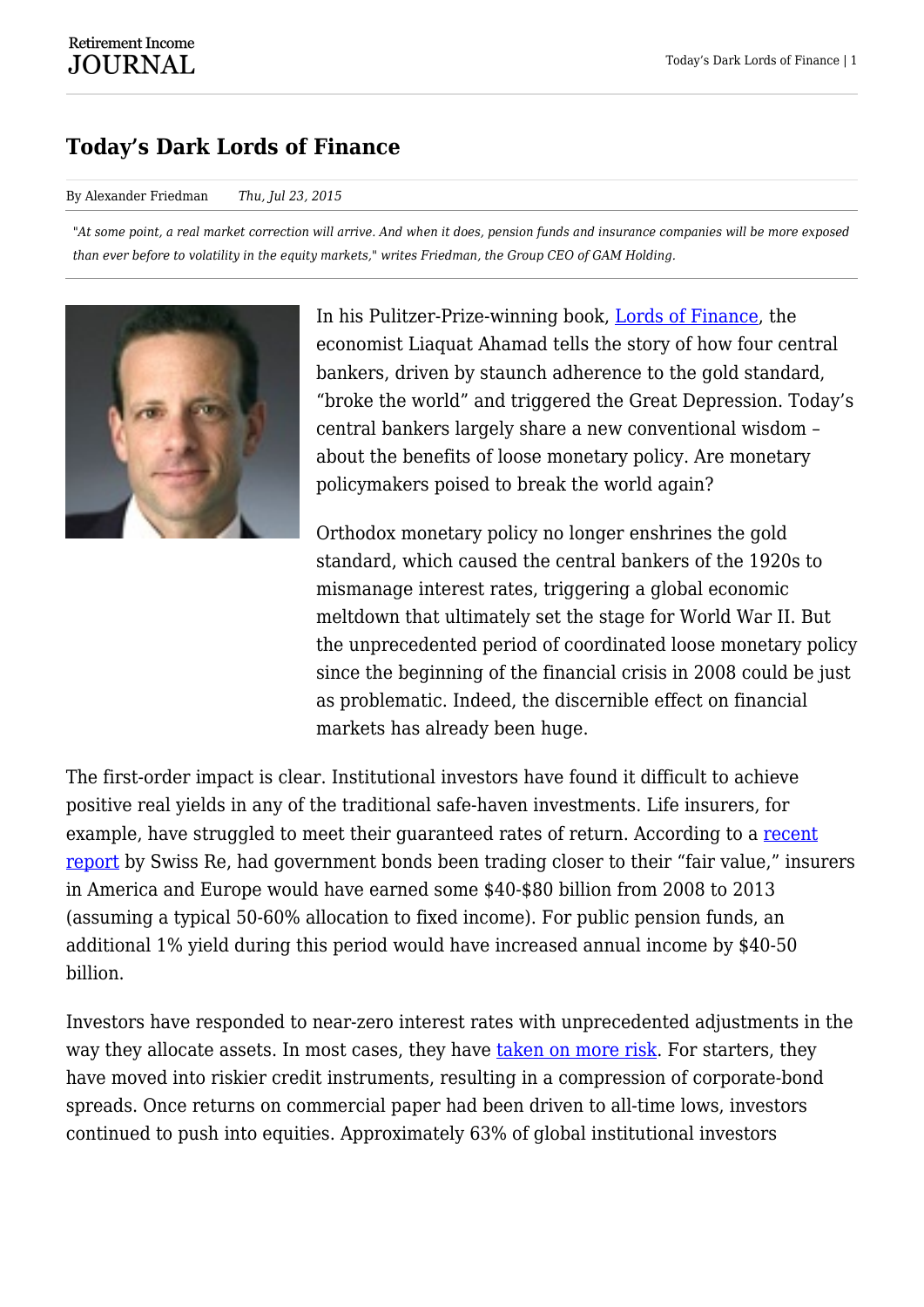# Today's Dark Lords of Finance

By Alexander Friedman Thu, Jul 23, 2015

*"At some point, a real market correction will arrive. And when it does, pension funds and insurance companies will be more exposed than ever before to volatility in the equity markets," writes Friedman, the Group CEO of GAM Holding.*

In his Pulitzer-Prize-winning book, Lords of Finance, the economist Liaquat Ahamad tells the story of how four central bankers, driven by staunch adherence to the gold standard, "broke the world" and triggered the Great Depression. Today's central bankers largely share a new conventional wisdom – about the benefits of loose monetary policy. Are monetary policymakers poised to break the world again?

Orthodox monetary policy no longer enshrines the gold standard, which caused the central bankers of the 1920s to mismanage interest rates, triggering a global economic meltdown that ultimately set the stage for World War II. But the unprecedented period of coordinated loose monetary policy since the beginning of the financial crisis in 2008 could be just as problematic. Indeed, the discernible effect on financial markets has already been huge.

The first-order impact is clear. Institutional investors have found it difficult to achieve positive real yields in any of the traditional safe-haven investments. Life insurers, for example, have struggled to meet their guaranteed rates of return. According to a recent report by Swiss Re, had government bonds been trading closer to their "fair value," insurers in America and Europe would have earned some $40-$80 billion from 2008 to 2013 (assuming a typical 50-60% allocation to fixed income). For public pension funds, an additional 1% yield during this period would have increased annual income by $40-50 billion.

Investors have responded to near-zero interest rates with unprecedented adjustments in the way they allocate assets. In most cases, they have taken on more risk. For starters, they have moved into riskier credit instruments, resulting in a compression of corporate-bond spreads. Once returns on commercial paper had been driven to all-time lows, investors continued to push into equities. Approximately 63% of global institutional investors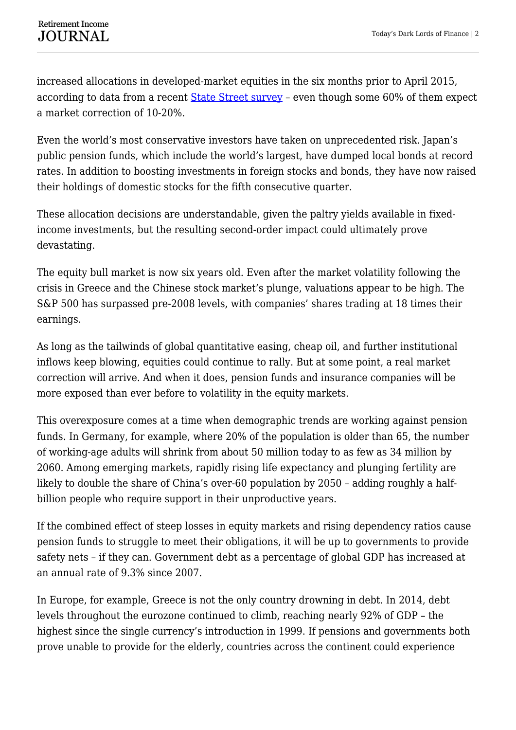increased allocations in developed-market equities in the six months prior to April 2015, according to data from a recent [State Street survey](#) – even though some 60% of them expect a market correction of 10-20%.

Even the world's most conservative investors have taken on unprecedented risk. Japan's public pension funds, which include the world's largest, have dumped local bonds at record rates. In addition to boosting investments in foreign stocks and bonds, they have now raised their holdings of domestic stocks for the fifth consecutive quarter.

These allocation decisions are understandable, given the paltry yields available in fixed-income investments, but the resulting second-order impact could ultimately prove devastating.

The equity bull market is now six years old. Even after the market volatility following the crisis in Greece and the Chinese stock market's plunge, valuations appear to be high. The S&P 500 has surpassed pre-2008 levels, with companies' shares trading at 18 times their earnings.

As long as the tailwinds of global quantitative easing, cheap oil, and further institutional inflows keep blowing, equities could continue to rally. But at some point, a real market correction will arrive. And when it does, pension funds and insurance companies will be more exposed than ever before to volatility in the equity markets.

This overexposure comes at a time when demographic trends are working against pension funds. In Germany, for example, where 20% of the population is older than 65, the number of working-age adults will shrink from about 50 million today to as few as 34 million by 2060. Among emerging markets, rapidly rising life expectancy and plunging fertility are likely to double the share of China's over-60 population by 2050 – adding roughly a half-billion people who require support in their unproductive years.

If the combined effect of steep losses in equity markets and rising dependency ratios cause pension funds to struggle to meet their obligations, it will be up to governments to provide safety nets – if they can. Government debt as a percentage of global GDP has increased at an annual rate of 9.3% since 2007.

In Europe, for example, Greece is not the only country drowning in debt. In 2014, debt levels throughout the eurozone continued to climb, reaching nearly 92% of GDP – the highest since the single currency's introduction in 1999. If pensions and governments both prove unable to provide for the elderly, countries across the continent could experience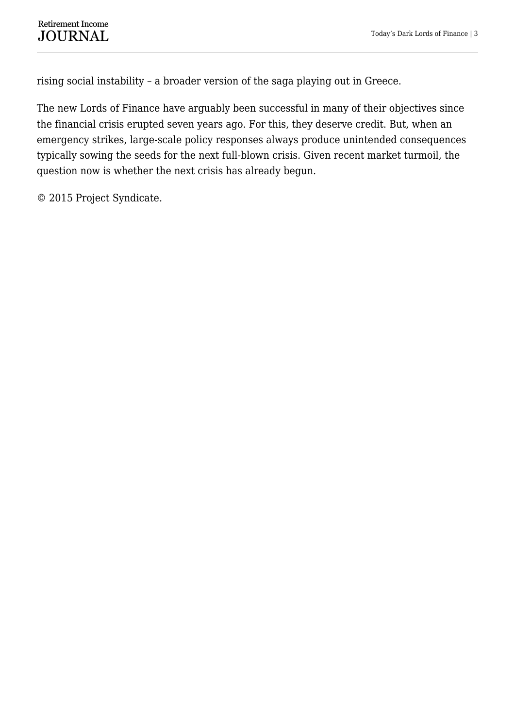rising social instability – a broader version of the saga playing out in Greece.

The new Lords of Finance have arguably been successful in many of their objectives since the financial crisis erupted seven years ago. For this, they deserve credit. But, when an emergency strikes, large-scale policy responses always produce unintended consequences typically sowing the seeds for the next full-blown crisis. Given recent market turmoil, the question now is whether the next crisis has already begun.

© 2015 Project Syndicate.